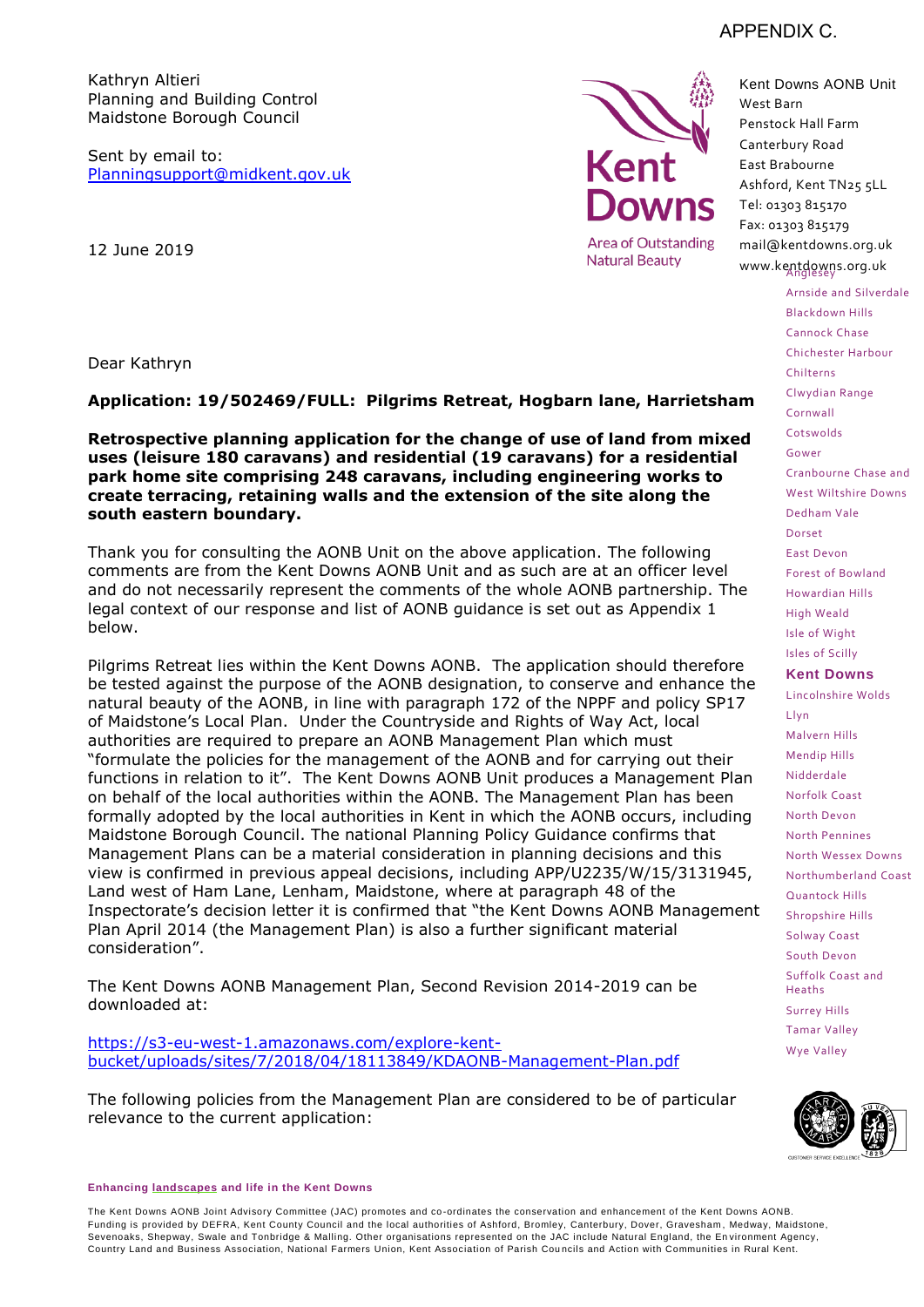APPENDIX C.

Kathryn Altieri
Planning and Building Control
Maidstone Borough Council

Sent by email to:
Planningsupport@midkent.gov.uk

12 June 2019

Kent Downs AONB Unit
West Barn
Penstock Hall Farm
Canterbury Road
East Brabourne
Ashford, Kent TN25 5LL
Tel: 01303 815170
Fax: 01303 815179
mail@kentdowns.org.uk
www.kentdowns.org.uk

Anglesey
Arnside and Silverdale
Blackdown Hills
Cannock Chase
Chichester Harbour
Chilterns
Clwydian Range
Cornwall
Cotswolds
Gower
Cranbourne Chase and West Wiltshire Downs
Dedham Vale
Dorset
East Devon
Forest of Bowland
Howardian Hills
High Weald
Isle of Wight
Isles of Scilly
**Kent Downs**
Lincolnshire Wolds
Llyn
Malvern Hills
Mendip Hills
Nidderdale
Norfolk Coast
North Devon
North Pennines
North Wessex Downs
Northumberland Coast
Quantock Hills
Shropshire Hills
Solway Coast
South Devon
Suffolk Coast and Heaths
Surrey Hills
Tamar Valley
Wye Valley

Dear Kathryn

**Application: 19/502469/FULL: Pilgrims Retreat, Hogbarn lane, Harrietsham**

**Retrospective planning application for the change of use of land from mixed uses (leisure 180 caravans) and residential (19 caravans) for a residential park home site comprising 248 caravans, including engineering works to create terracing, retaining walls and the extension of the site along the south eastern boundary.**

Thank you for consulting the AONB Unit on the above application. The following comments are from the Kent Downs AONB Unit and as such are at an officer level and do not necessarily represent the comments of the whole AONB partnership. The legal context of our response and list of AONB guidance is set out as Appendix 1 below.

Pilgrims Retreat lies within the Kent Downs AONB. The application should therefore be tested against the purpose of the AONB designation, to conserve and enhance the natural beauty of the AONB, in line with paragraph 172 of the NPPF and policy SP17 of Maidstone's Local Plan. Under the Countryside and Rights of Way Act, local authorities are required to prepare an AONB Management Plan which must "formulate the policies for the management of the AONB and for carrying out their functions in relation to it". The Kent Downs AONB Unit produces a Management Plan on behalf of the local authorities within the AONB. The Management Plan has been formally adopted by the local authorities in Kent in which the AONB occurs, including Maidstone Borough Council. The national Planning Policy Guidance confirms that Management Plans can be a material consideration in planning decisions and this view is confirmed in previous appeal decisions, including APP/U2235/W/15/3131945, Land west of Ham Lane, Lenham, Maidstone, where at paragraph 48 of the Inspectorate's decision letter it is confirmed that "the Kent Downs AONB Management Plan April 2014 (the Management Plan) is also a further significant material consideration".

The Kent Downs AONB Management Plan, Second Revision 2014-2019 can be downloaded at:

https://s3-eu-west-1.amazonaws.com/explore-kent-bucket/uploads/sites/7/2018/04/18113849/KDAONB-Management-Plan.pdf

The following policies from the Management Plan are considered to be of particular relevance to the current application:

**Enhancing landscapes and life in the Kent Downs**

The Kent Downs AONB Joint Advisory Committee (JAC) promotes and co-ordinates the conservation and enhancement of the Kent Downs AONB. Funding is provided by DEFRA, Kent County Council and the local authorities of Ashford, Bromley, Canterbury, Dover, Gravesham, Medway, Maidstone, Sevenoaks, Shepway, Swale and Tonbridge & Malling. Other organisations represented on the JAC include Natural England, the Environment Agency, Country Land and Business Association, National Farmers Union, Kent Association of Parish Councils and Action with Communities in Rural Kent.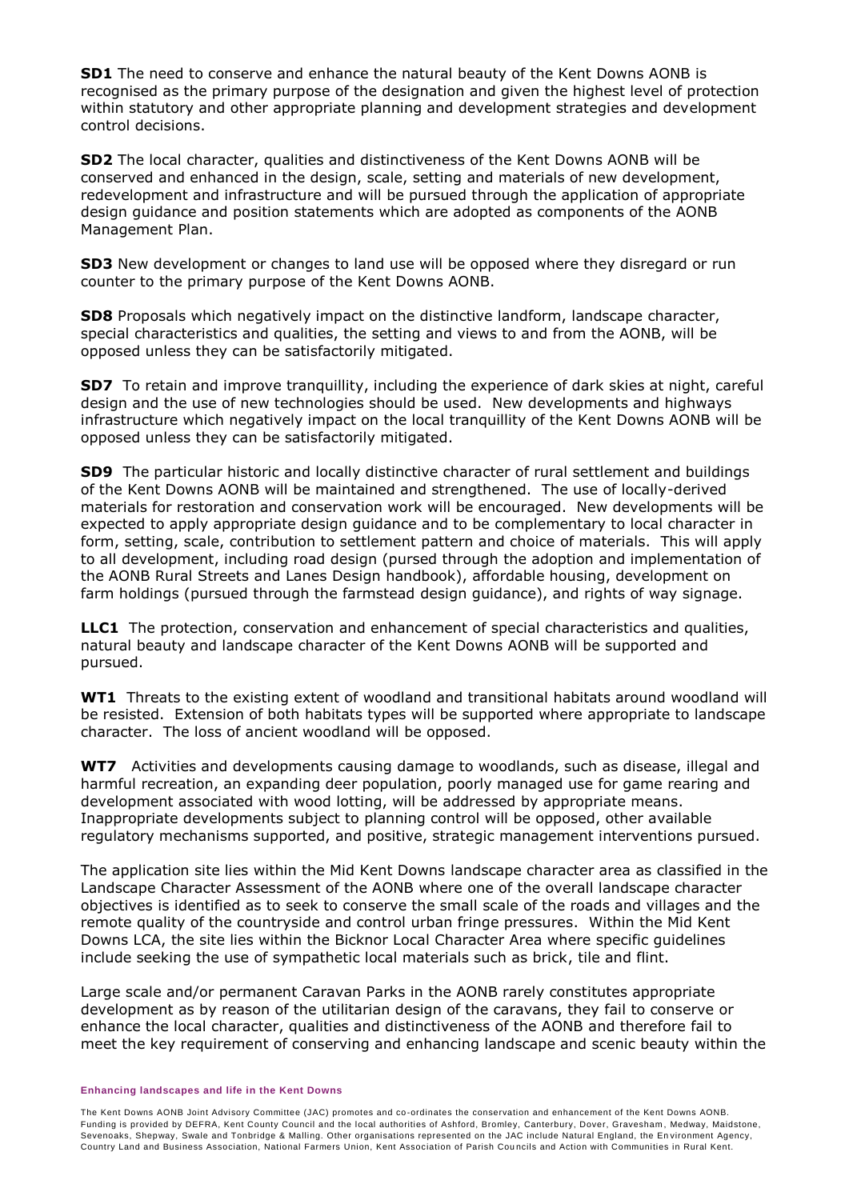**SD1** The need to conserve and enhance the natural beauty of the Kent Downs AONB is recognised as the primary purpose of the designation and given the highest level of protection within statutory and other appropriate planning and development strategies and development control decisions.

**SD2** The local character, qualities and distinctiveness of the Kent Downs AONB will be conserved and enhanced in the design, scale, setting and materials of new development, redevelopment and infrastructure and will be pursued through the application of appropriate design guidance and position statements which are adopted as components of the AONB Management Plan.

**SD3** New development or changes to land use will be opposed where they disregard or run counter to the primary purpose of the Kent Downs AONB.

**SD8** Proposals which negatively impact on the distinctive landform, landscape character, special characteristics and qualities, the setting and views to and from the AONB, will be opposed unless they can be satisfactorily mitigated.

**SD7** To retain and improve tranquillity, including the experience of dark skies at night, careful design and the use of new technologies should be used. New developments and highways infrastructure which negatively impact on the local tranquillity of the Kent Downs AONB will be opposed unless they can be satisfactorily mitigated.

**SD9** The particular historic and locally distinctive character of rural settlement and buildings of the Kent Downs AONB will be maintained and strengthened. The use of locally-derived materials for restoration and conservation work will be encouraged. New developments will be expected to apply appropriate design guidance and to be complementary to local character in form, setting, scale, contribution to settlement pattern and choice of materials. This will apply to all development, including road design (pursed through the adoption and implementation of the AONB Rural Streets and Lanes Design handbook), affordable housing, development on farm holdings (pursued through the farmstead design guidance), and rights of way signage.

**LLC1** The protection, conservation and enhancement of special characteristics and qualities, natural beauty and landscape character of the Kent Downs AONB will be supported and pursued.

**WT1** Threats to the existing extent of woodland and transitional habitats around woodland will be resisted. Extension of both habitats types will be supported where appropriate to landscape character. The loss of ancient woodland will be opposed.

**WT7** Activities and developments causing damage to woodlands, such as disease, illegal and harmful recreation, an expanding deer population, poorly managed use for game rearing and development associated with wood lotting, will be addressed by appropriate means. Inappropriate developments subject to planning control will be opposed, other available regulatory mechanisms supported, and positive, strategic management interventions pursued.

The application site lies within the Mid Kent Downs landscape character area as classified in the Landscape Character Assessment of the AONB where one of the overall landscape character objectives is identified as to seek to conserve the small scale of the roads and villages and the remote quality of the countryside and control urban fringe pressures. Within the Mid Kent Downs LCA, the site lies within the Bicknor Local Character Area where specific guidelines include seeking the use of sympathetic local materials such as brick, tile and flint.

Large scale and/or permanent Caravan Parks in the AONB rarely constitutes appropriate development as by reason of the utilitarian design of the caravans, they fail to conserve or enhance the local character, qualities and distinctiveness of the AONB and therefore fail to meet the key requirement of conserving and enhancing landscape and scenic beauty within the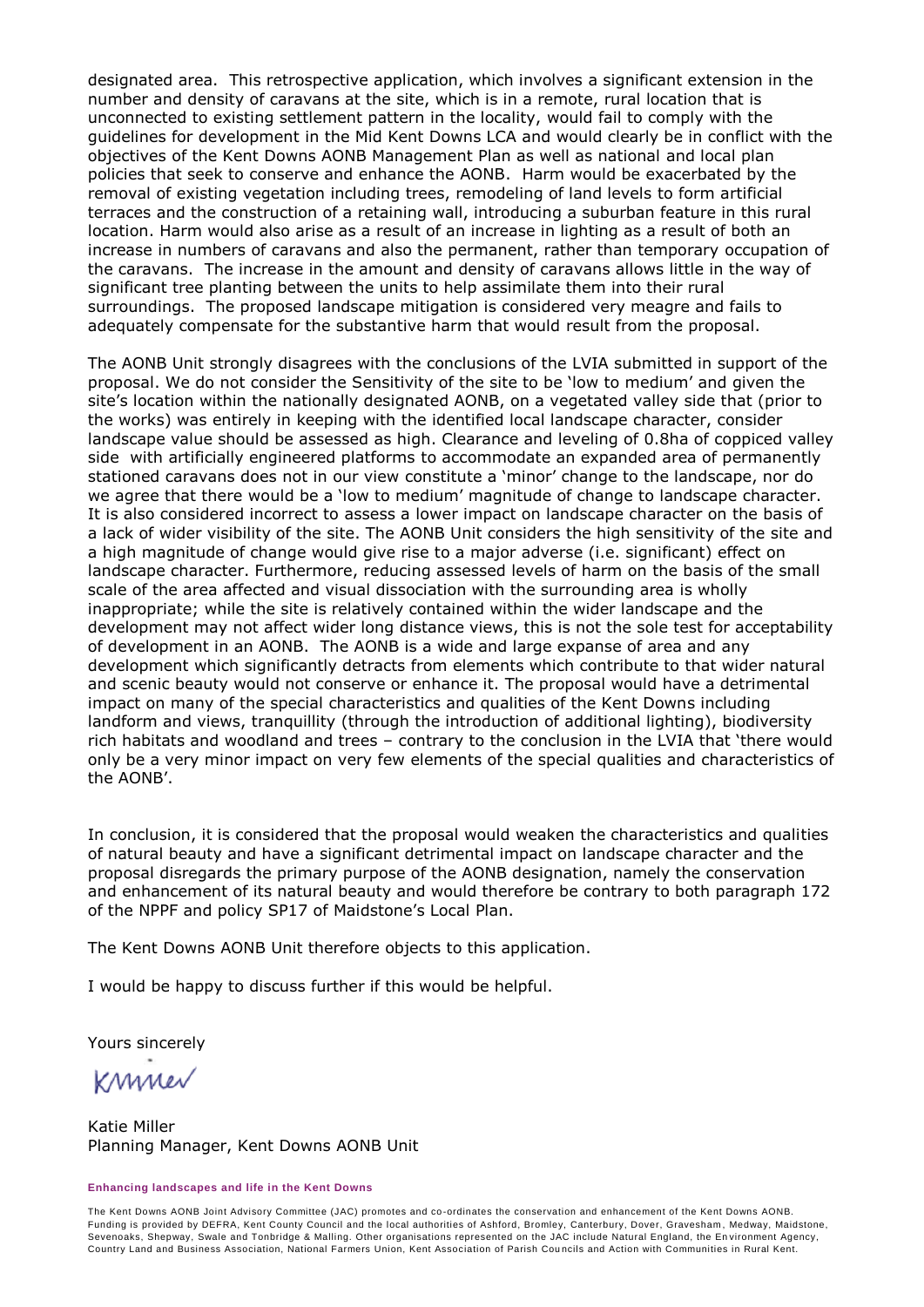designated area. This retrospective application, which involves a significant extension in the number and density of caravans at the site, which is in a remote, rural location that is unconnected to existing settlement pattern in the locality, would fail to comply with the guidelines for development in the Mid Kent Downs LCA and would clearly be in conflict with the objectives of the Kent Downs AONB Management Plan as well as national and local plan policies that seek to conserve and enhance the AONB. Harm would be exacerbated by the removal of existing vegetation including trees, remodeling of land levels to form artificial terraces and the construction of a retaining wall, introducing a suburban feature in this rural location. Harm would also arise as a result of an increase in lighting as a result of both an increase in numbers of caravans and also the permanent, rather than temporary occupation of the caravans. The increase in the amount and density of caravans allows little in the way of significant tree planting between the units to help assimilate them into their rural surroundings. The proposed landscape mitigation is considered very meagre and fails to adequately compensate for the substantive harm that would result from the proposal.

The AONB Unit strongly disagrees with the conclusions of the LVIA submitted in support of the proposal. We do not consider the Sensitivity of the site to be 'low to medium' and given the site's location within the nationally designated AONB, on a vegetated valley side that (prior to the works) was entirely in keeping with the identified local landscape character, consider landscape value should be assessed as high. Clearance and leveling of 0.8ha of coppiced valley side with artificially engineered platforms to accommodate an expanded area of permanently stationed caravans does not in our view constitute a 'minor' change to the landscape, nor do we agree that there would be a 'low to medium' magnitude of change to landscape character. It is also considered incorrect to assess a lower impact on landscape character on the basis of a lack of wider visibility of the site. The AONB Unit considers the high sensitivity of the site and a high magnitude of change would give rise to a major adverse (i.e. significant) effect on landscape character. Furthermore, reducing assessed levels of harm on the basis of the small scale of the area affected and visual dissociation with the surrounding area is wholly inappropriate; while the site is relatively contained within the wider landscape and the development may not affect wider long distance views, this is not the sole test for acceptability of development in an AONB. The AONB is a wide and large expanse of area and any development which significantly detracts from elements which contribute to that wider natural and scenic beauty would not conserve or enhance it. The proposal would have a detrimental impact on many of the special characteristics and qualities of the Kent Downs including landform and views, tranquillity (through the introduction of additional lighting), biodiversity rich habitats and woodland and trees – contrary to the conclusion in the LVIA that 'there would only be a very minor impact on very few elements of the special qualities and characteristics of the AONB'.

In conclusion, it is considered that the proposal would weaken the characteristics and qualities of natural beauty and have a significant detrimental impact on landscape character and the proposal disregards the primary purpose of the AONB designation, namely the conservation and enhancement of its natural beauty and would therefore be contrary to both paragraph 172 of the NPPF and policy SP17 of Maidstone's Local Plan.

The Kent Downs AONB Unit therefore objects to this application.

I would be happy to discuss further if this would be helpful.

Yours sincerely

KMiller

Katie Miller
Planning Manager, Kent Downs AONB Unit

**Enhancing landscapes and life in the Kent Downs**

The Kent Downs AONB Joint Advisory Committee (JAC) promotes and co-ordinates the conservation and enhancement of the Kent Downs AONB. Funding is provided by DEFRA, Kent County Council and the local authorities of Ashford, Bromley, Canterbury, Dover, Gravesham, Medway, Maidstone, Sevenoaks, Shepway, Swale and Tonbridge & Malling. Other organisations represented on the JAC include Natural England, the Environment Agency, Country Land and Business Association, National Farmers Union, Kent Association of Parish Councils and Action with Communities in Rural Kent.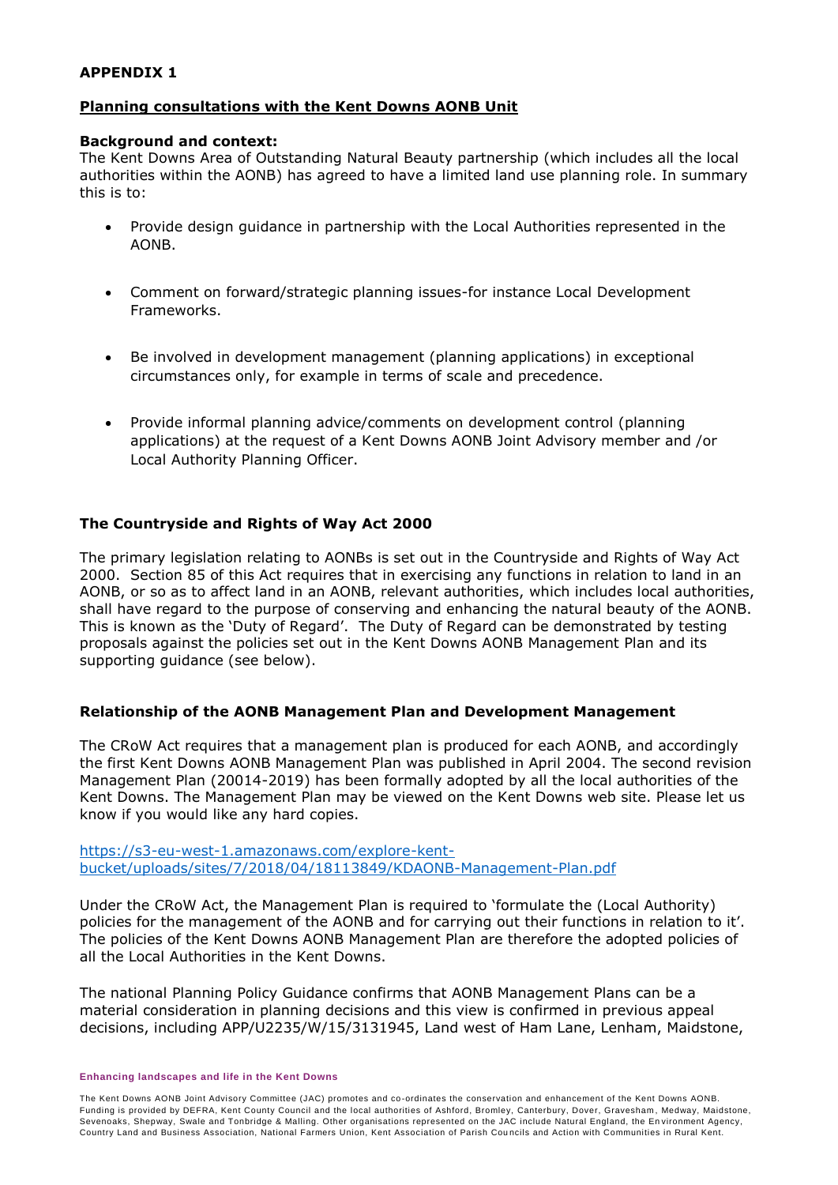**APPENDIX 1**

**Planning consultations with the Kent Downs AONB Unit**

**Background and context:**
The Kent Downs Area of Outstanding Natural Beauty partnership (which includes all the local authorities within the AONB) has agreed to have a limited land use planning role. In summary this is to:

- Provide design guidance in partnership with the Local Authorities represented in the AONB.
- Comment on forward/strategic planning issues-for instance Local Development Frameworks.
- Be involved in development management (planning applications) in exceptional circumstances only, for example in terms of scale and precedence.
- Provide informal planning advice/comments on development control (planning applications) at the request of a Kent Downs AONB Joint Advisory member and /or Local Authority Planning Officer.

**The Countryside and Rights of Way Act 2000**

The primary legislation relating to AONBs is set out in the Countryside and Rights of Way Act 2000. Section 85 of this Act requires that in exercising any functions in relation to land in an AONB, or so as to affect land in an AONB, relevant authorities, which includes local authorities, shall have regard to the purpose of conserving and enhancing the natural beauty of the AONB. This is known as the 'Duty of Regard'. The Duty of Regard can be demonstrated by testing proposals against the policies set out in the Kent Downs AONB Management Plan and its supporting guidance (see below).

**Relationship of the AONB Management Plan and Development Management**

The CRoW Act requires that a management plan is produced for each AONB, and accordingly the first Kent Downs AONB Management Plan was published in April 2004. The second revision Management Plan (20014-2019) has been formally adopted by all the local authorities of the Kent Downs. The Management Plan may be viewed on the Kent Downs web site. Please let us know if you would like any hard copies.

https://s3-eu-west-1.amazonaws.com/explore-kent-bucket/uploads/sites/7/2018/04/18113849/KDAONB-Management-Plan.pdf

Under the CRoW Act, the Management Plan is required to 'formulate the (Local Authority) policies for the management of the AONB and for carrying out their functions in relation to it'. The policies of the Kent Downs AONB Management Plan are therefore the adopted policies of all the Local Authorities in the Kent Downs.

The national Planning Policy Guidance confirms that AONB Management Plans can be a material consideration in planning decisions and this view is confirmed in previous appeal decisions, including APP/U2235/W/15/3131945, Land west of Ham Lane, Lenham, Maidstone,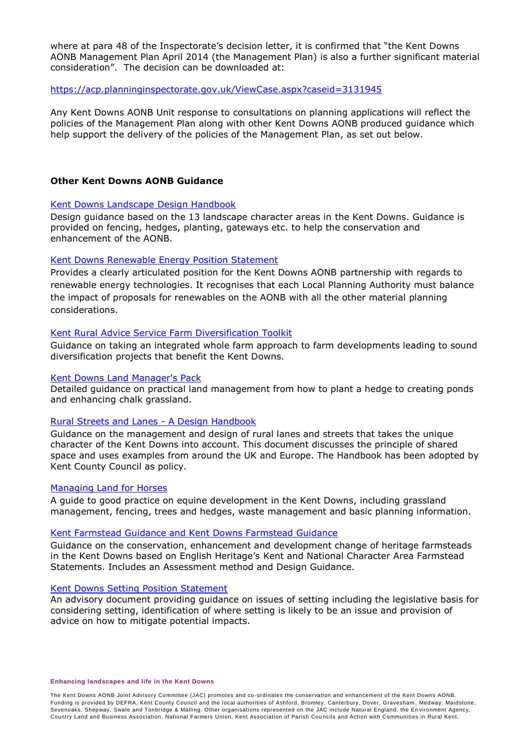where at para 48 of the Inspectorate's decision letter, it is confirmed that "the Kent Downs AONB Management Plan April 2014 (the Management Plan) is also a further significant material consideration". The decision can be downloaded at:

https://acp.planninginspectorate.gov.uk/ViewCase.aspx?caseid=3131945

Any Kent Downs AONB Unit response to consultations on planning applications will reflect the policies of the Management Plan along with other Kent Downs AONB produced guidance which help support the delivery of the policies of the Management Plan, as set out below.

**Other Kent Downs AONB Guidance**

Kent Downs Landscape Design Handbook
Design guidance based on the 13 landscape character areas in the Kent Downs. Guidance is provided on fencing, hedges, planting, gateways etc. to help the conservation and enhancement of the AONB.

Kent Downs Renewable Energy Position Statement
Provides a clearly articulated position for the Kent Downs AONB partnership with regards to renewable energy technologies. It recognises that each Local Planning Authority must balance the impact of proposals for renewables on the AONB with all the other material planning considerations.

Kent Rural Advice Service Farm Diversification Toolkit
Guidance on taking an integrated whole farm approach to farm developments leading to sound diversification projects that benefit the Kent Downs.

Kent Downs Land Manager's Pack
Detailed guidance on practical land management from how to plant a hedge to creating ponds and enhancing chalk grassland.

Rural Streets and Lanes - A Design Handbook
Guidance on the management and design of rural lanes and streets that takes the unique character of the Kent Downs into account. This document discusses the principle of shared space and uses examples from around the UK and Europe. The Handbook has been adopted by Kent County Council as policy.

Managing Land for Horses
A guide to good practice on equine development in the Kent Downs, including grassland management, fencing, trees and hedges, waste management and basic planning information.

Kent Farmstead Guidance and Kent Downs Farmstead Guidance
Guidance on the conservation, enhancement and development change of heritage farmsteads in the Kent Downs based on English Heritage's Kent and National Character Area Farmstead Statements. Includes an Assessment method and Design Guidance.

Kent Downs Setting Position Statement
An advisory document providing guidance on issues of setting including the legislative basis for considering setting, identification of where setting is likely to be an issue and provision of advice on how to mitigate potential impacts.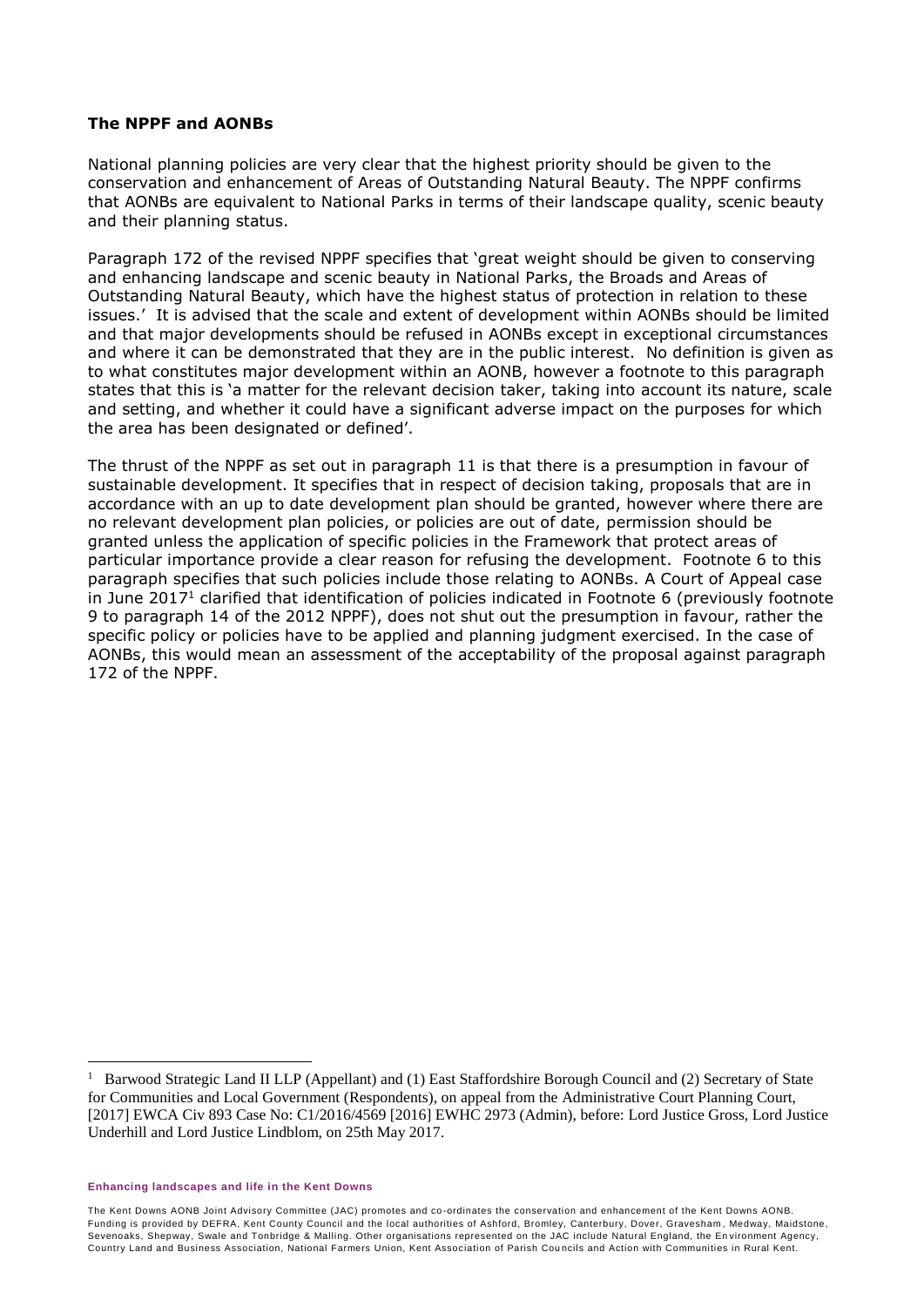**The NPPF and AONBs**

National planning policies are very clear that the highest priority should be given to the conservation and enhancement of Areas of Outstanding Natural Beauty. The NPPF confirms that AONBs are equivalent to National Parks in terms of their landscape quality, scenic beauty and their planning status.

Paragraph 172 of the revised NPPF specifies that 'great weight should be given to conserving and enhancing landscape and scenic beauty in National Parks, the Broads and Areas of Outstanding Natural Beauty, which have the highest status of protection in relation to these issues.' It is advised that the scale and extent of development within AONBs should be limited and that major developments should be refused in AONBs except in exceptional circumstances and where it can be demonstrated that they are in the public interest. No definition is given as to what constitutes major development within an AONB, however a footnote to this paragraph states that this is 'a matter for the relevant decision taker, taking into account its nature, scale and setting, and whether it could have a significant adverse impact on the purposes for which the area has been designated or defined'.

The thrust of the NPPF as set out in paragraph 11 is that there is a presumption in favour of sustainable development. It specifies that in respect of decision taking, proposals that are in accordance with an up to date development plan should be granted, however where there are no relevant development plan policies, or policies are out of date, permission should be granted unless the application of specific policies in the Framework that protect areas of particular importance provide a clear reason for refusing the development. Footnote 6 to this paragraph specifies that such policies include those relating to AONBs. A Court of Appeal case in June 2017[1] clarified that identification of policies indicated in Footnote 6 (previously footnote 9 to paragraph 14 of the 2012 NPPF), does not shut out the presumption in favour, rather the specific policy or policies have to be applied and planning judgment exercised. In the case of AONBs, this would mean an assessment of the acceptability of the proposal against paragraph 172 of the NPPF.

[1] Barwood Strategic Land II LLP (Appellant) and (1) East Staffordshire Borough Council and (2) Secretary of State for Communities and Local Government (Respondents), on appeal from the Administrative Court Planning Court, [2017] EWCA Civ 893 Case No: C1/2016/4569 [2016] EWHC 2973 (Admin), before: Lord Justice Gross, Lord Justice Underhill and Lord Justice Lindblom, on 25th May 2017.